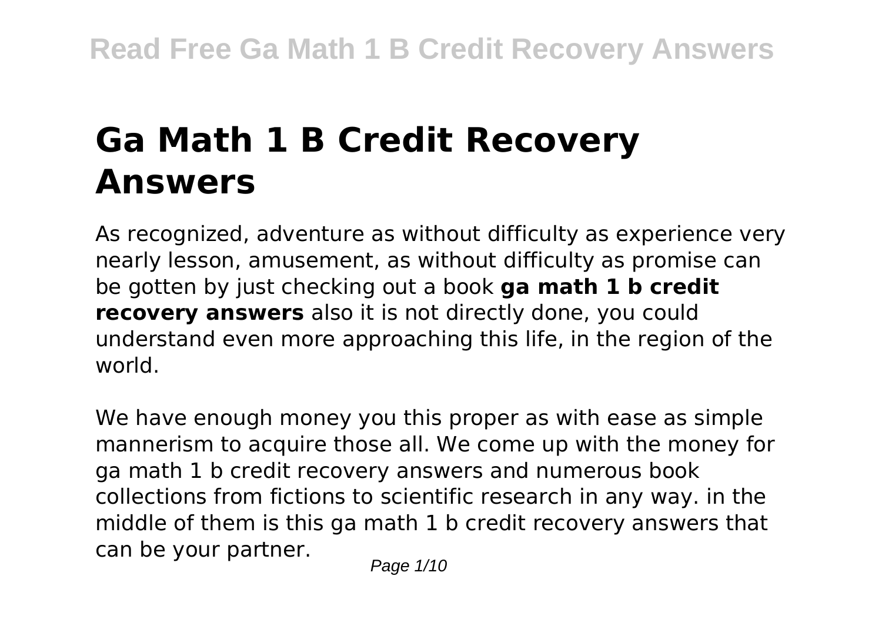# Ga Math 1 B Credit Recovery Answers

As recognized, adventure as without difficulty as experience very nearly lesson, amusement, as without difficulty as promise can be gotten by just checking out a book **ga math 1 b credit recovery answers** also it is not directly done, you could understand even more approaching this life, in the region of the world.

We have enough money you this proper as with ease as simple mannerism to acquire those all. We come up with the money for ga math 1 b credit recovery answers and numerous book collections from fictions to scientific research in any way. in the middle of them is this ga math 1 b credit recovery answers that can be your partner.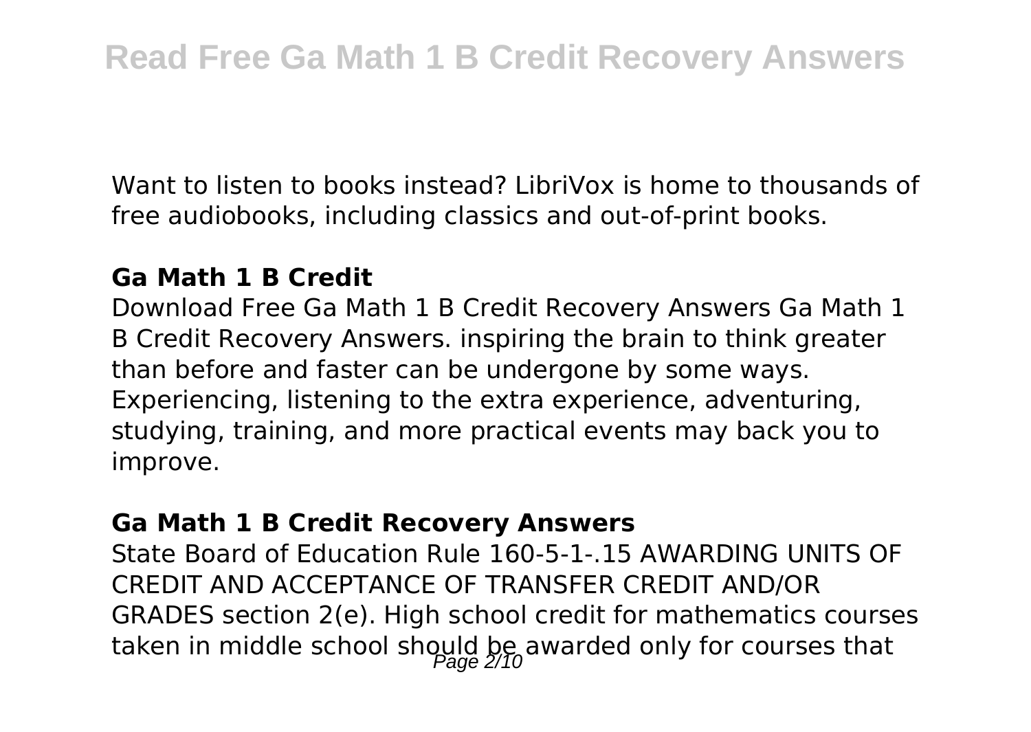Want to listen to books instead? LibriVox is home to thousands of free audiobooks, including classics and out-of-print books.

### Ga Math 1 B Credit

Download Free Ga Math 1 B Credit Recovery Answers Ga Math 1 B Credit Recovery Answers. inspiring the brain to think greater than before and faster can be undergone by some ways. Experiencing, listening to the extra experience, adventuring, studying, training, and more practical events may back you to improve.

### Ga Math 1 B Credit Recovery Answers

State Board of Education Rule 160-5-1-.15 AWARDING UNITS OF CREDIT AND ACCEPTANCE OF TRANSFER CREDIT AND/OR GRADES section 2(e). High school credit for mathematics courses taken in middle school should be awarded only for courses that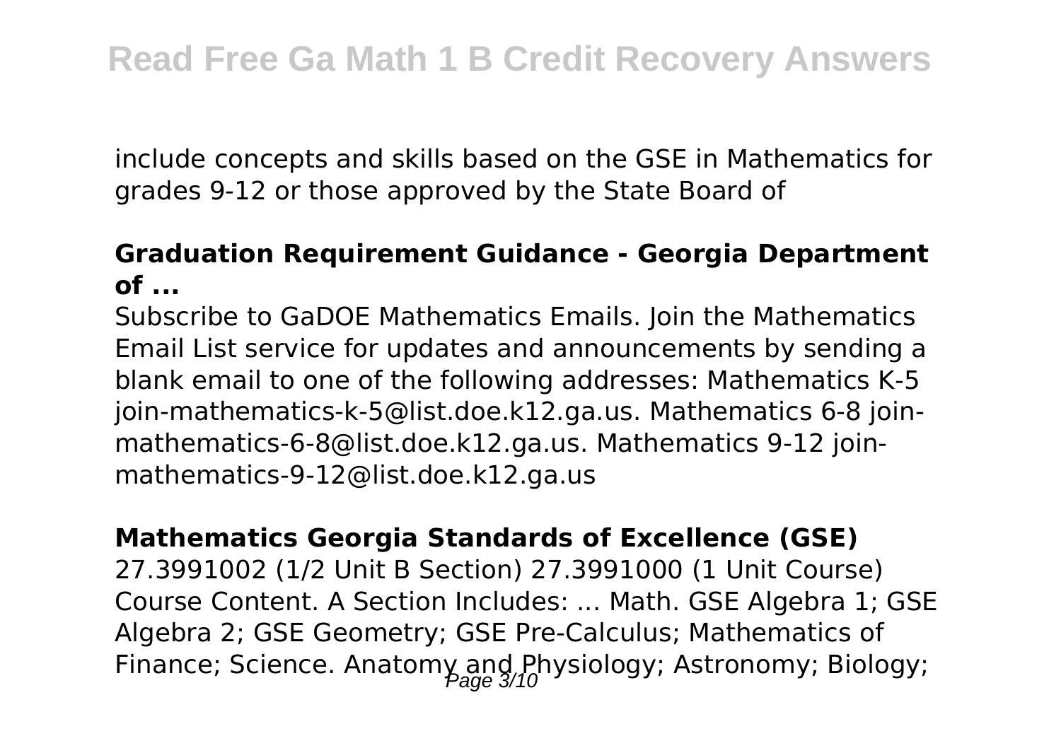include concepts and skills based on the GSE in Mathematics for grades 9-12 or those approved by the State Board of

### Graduation Requirement Guidance - Georgia Department of ...

Subscribe to GaDOE Mathematics Emails. Join the Mathematics Email List service for updates and announcements by sending a blank email to one of the following addresses: Mathematics K-5 join-mathematics-k-5@list.doe.k12.ga.us. Mathematics 6-8 join-mathematics-6-8@list.doe.k12.ga.us. Mathematics 9-12 join-mathematics-9-12@list.doe.k12.ga.us

### Mathematics Georgia Standards of Excellence (GSE)

27.3991002 (1/2 Unit B Section) 27.3991000 (1 Unit Course) Course Content. A Section Includes: ... Math. GSE Algebra 1; GSE Algebra 2; GSE Geometry; GSE Pre-Calculus; Mathematics of Finance; Science. Anatomy and Physiology; Astronomy; Biology;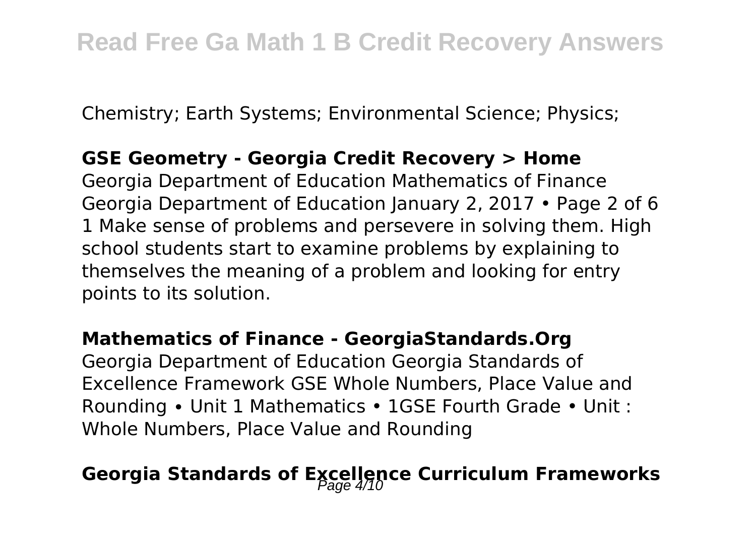Chemistry; Earth Systems; Environmental Science; Physics;

**GSE Geometry - Georgia Credit Recovery > Home**

Georgia Department of Education Mathematics of Finance Georgia Department of Education January 2, 2017 • Page 2 of 6 1 Make sense of problems and persevere in solving them. High school students start to examine problems by explaining to themselves the meaning of a problem and looking for entry points to its solution.

**Mathematics of Finance - GeorgiaStandards.Org**

Georgia Department of Education Georgia Standards of Excellence Framework GSE Whole Numbers, Place Value and Rounding ∙ Unit 1 Mathematics • 1GSE Fourth Grade • Unit : Whole Numbers, Place Value and Rounding

## Georgia Standards of Excellence Curriculum Frameworks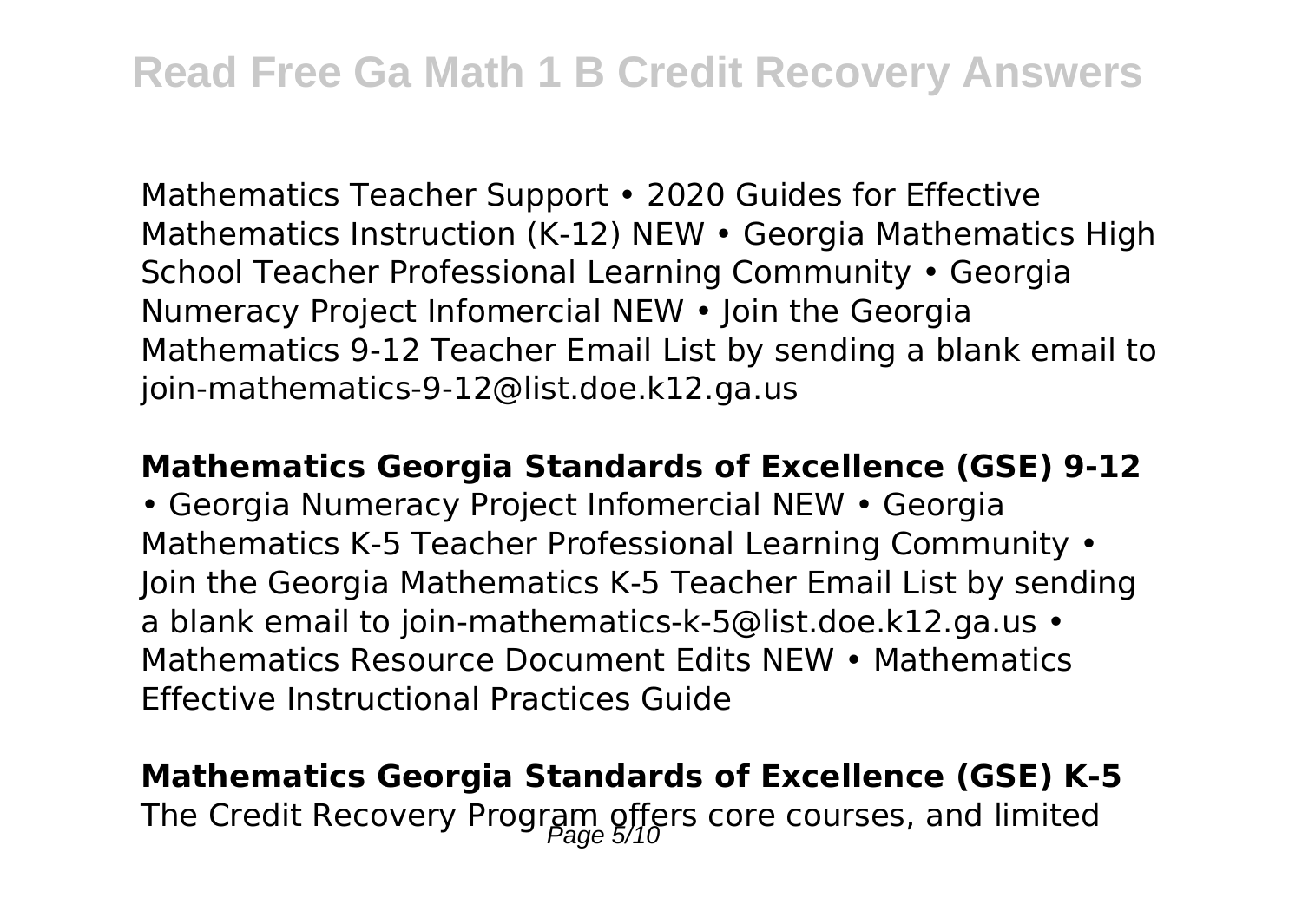Mathematics Teacher Support • 2020 Guides for Effective Mathematics Instruction (K-12) NEW • Georgia Mathematics High School Teacher Professional Learning Community • Georgia Numeracy Project Infomercial NEW • Join the Georgia Mathematics 9-12 Teacher Email List by sending a blank email to join-mathematics-9-12@list.doe.k12.ga.us

**Mathematics Georgia Standards of Excellence (GSE) 9-12**

• Georgia Numeracy Project Infomercial NEW • Georgia Mathematics K-5 Teacher Professional Learning Community • Join the Georgia Mathematics K-5 Teacher Email List by sending a blank email to join-mathematics-k-5@list.doe.k12.ga.us • Mathematics Resource Document Edits NEW • Mathematics Effective Instructional Practices Guide

**Mathematics Georgia Standards of Excellence (GSE) K-5**

The Credit Recovery Program offers core courses, and limited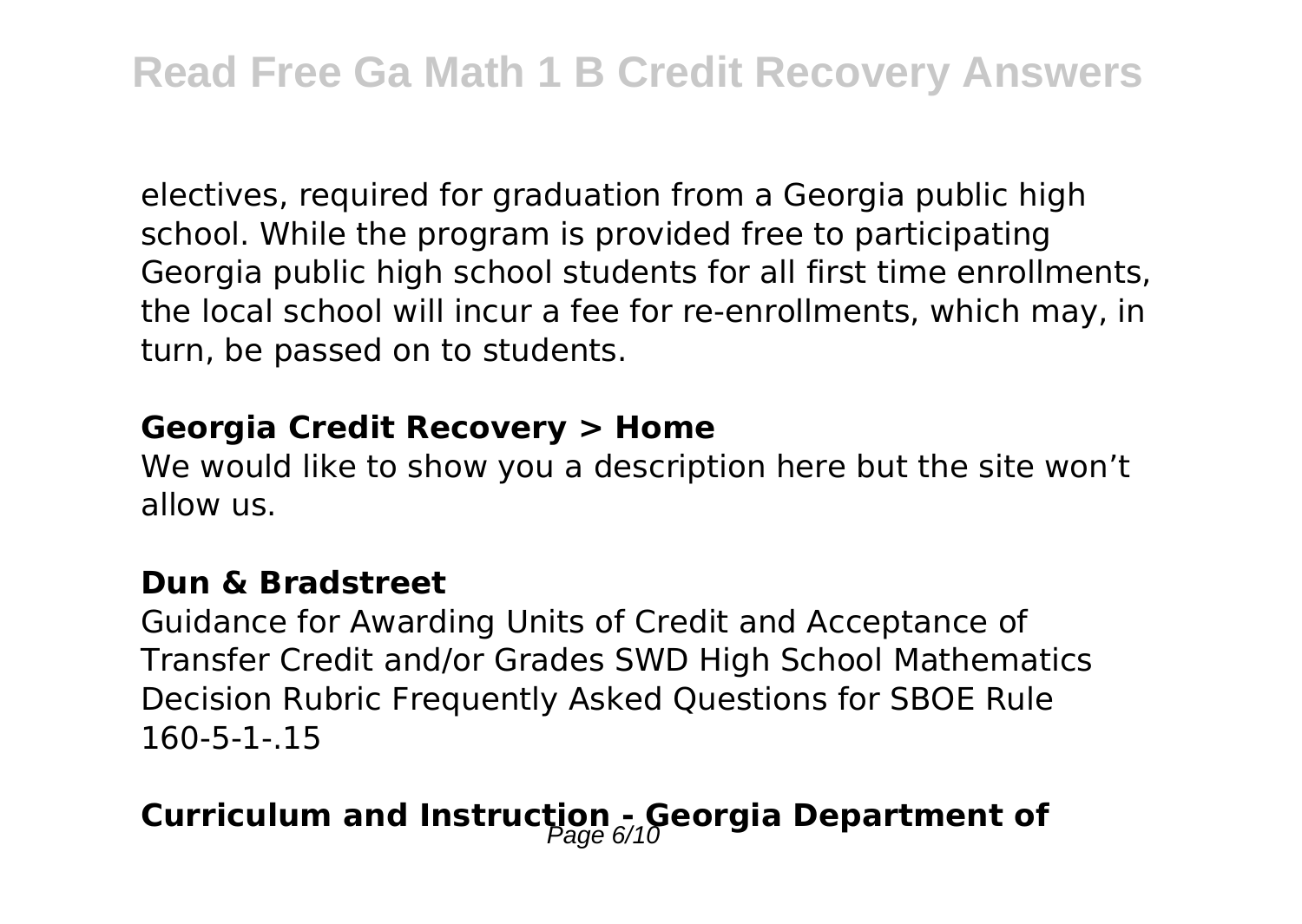electives, required for graduation from a Georgia public high school. While the program is provided free to participating Georgia public high school students for all first time enrollments, the local school will incur a fee for re-enrollments, which may, in turn, be passed on to students.

### Georgia Credit Recovery > Home

We would like to show you a description here but the site won’t allow us.

### Dun & Bradstreet

Guidance for Awarding Units of Credit and Acceptance of Transfer Credit and/or Grades SWD High School Mathematics Decision Rubric Frequently Asked Questions for SBOE Rule 160-5-1-.15

## Curriculum and Instruction - Georgia Department of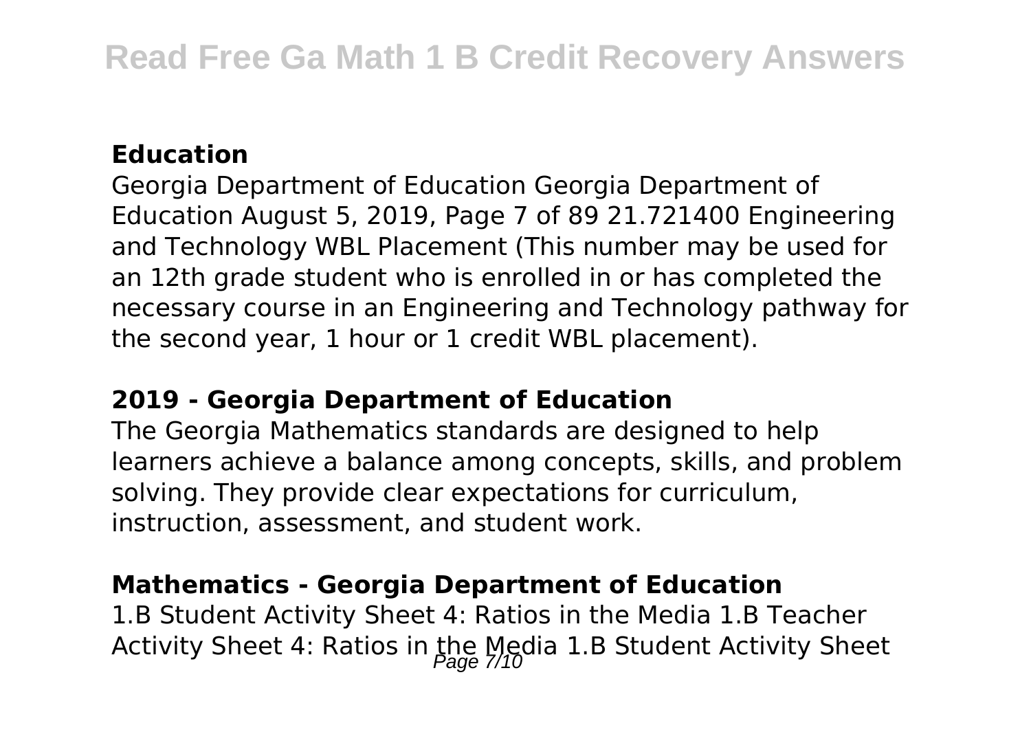### Education

Georgia Department of Education Georgia Department of Education August 5, 2019, Page 7 of 89 21.721400 Engineering and Technology WBL Placement (This number may be used for an 12th grade student who is enrolled in or has completed the necessary course in an Engineering and Technology pathway for the second year, 1 hour or 1 credit WBL placement).

### 2019 - Georgia Department of Education

The Georgia Mathematics standards are designed to help learners achieve a balance among concepts, skills, and problem solving. They provide clear expectations for curriculum, instruction, assessment, and student work.

### Mathematics - Georgia Department of Education

1.B Student Activity Sheet 4: Ratios in the Media 1.B Teacher Activity Sheet 4: Ratios in the Media 1.B Student Activity Sheet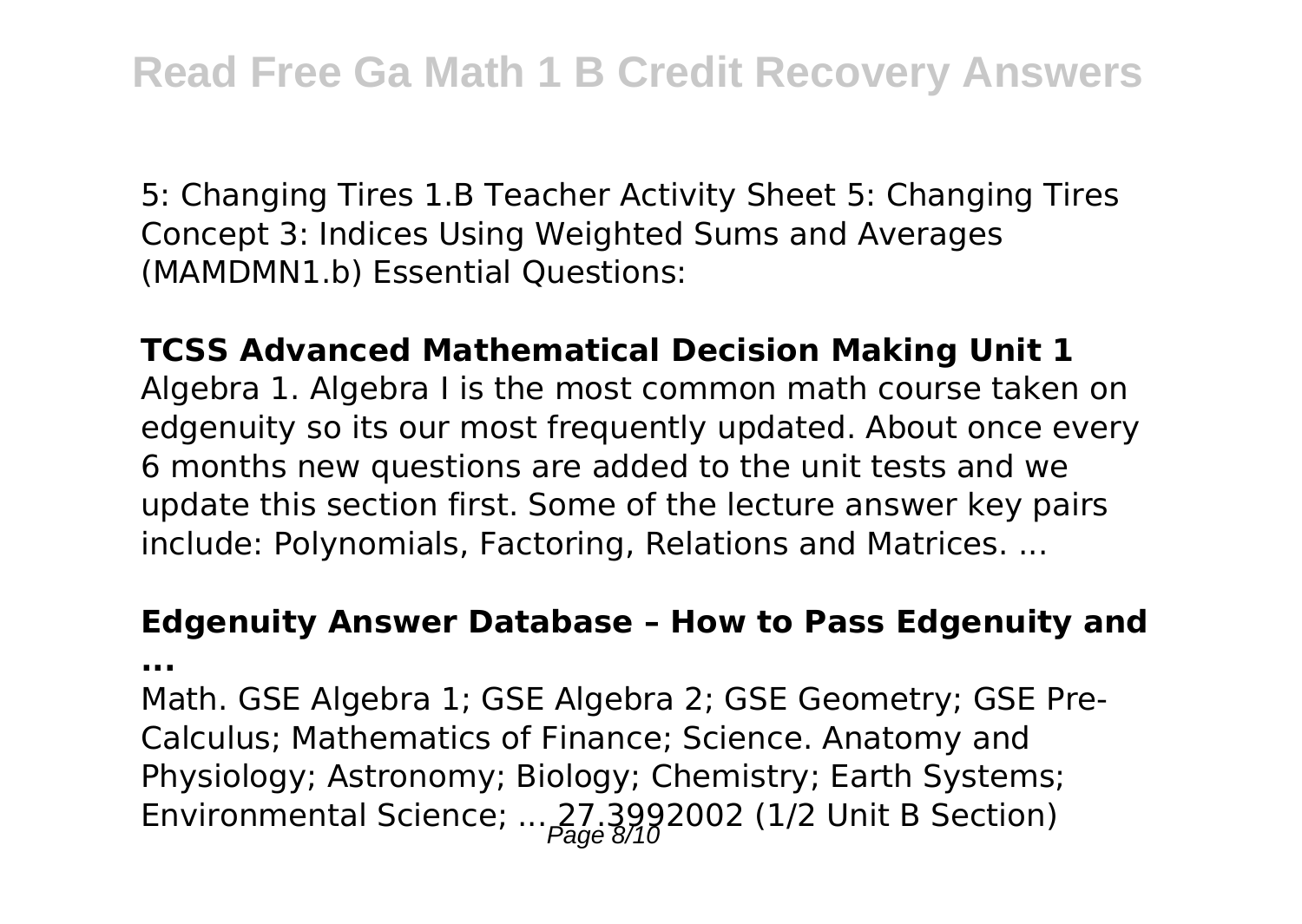5: Changing Tires 1.B Teacher Activity Sheet 5: Changing Tires Concept 3: Indices Using Weighted Sums and Averages (MAMDMN1.b) Essential Questions:

**TCSS Advanced Mathematical Decision Making Unit 1**

Algebra 1. Algebra I is the most common math course taken on edgenuity so its our most frequently updated. About once every 6 months new questions are added to the unit tests and we update this section first. Some of the lecture answer key pairs include: Polynomials, Factoring, Relations and Matrices. ...

**Edgenuity Answer Database – How to Pass Edgenuity and ...**

Math. GSE Algebra 1; GSE Algebra 2; GSE Geometry; GSE Pre-Calculus; Mathematics of Finance; Science. Anatomy and Physiology; Astronomy; Biology; Chemistry; Earth Systems; Environmental Science; ... 27.3992002 (1/2 Unit B Section)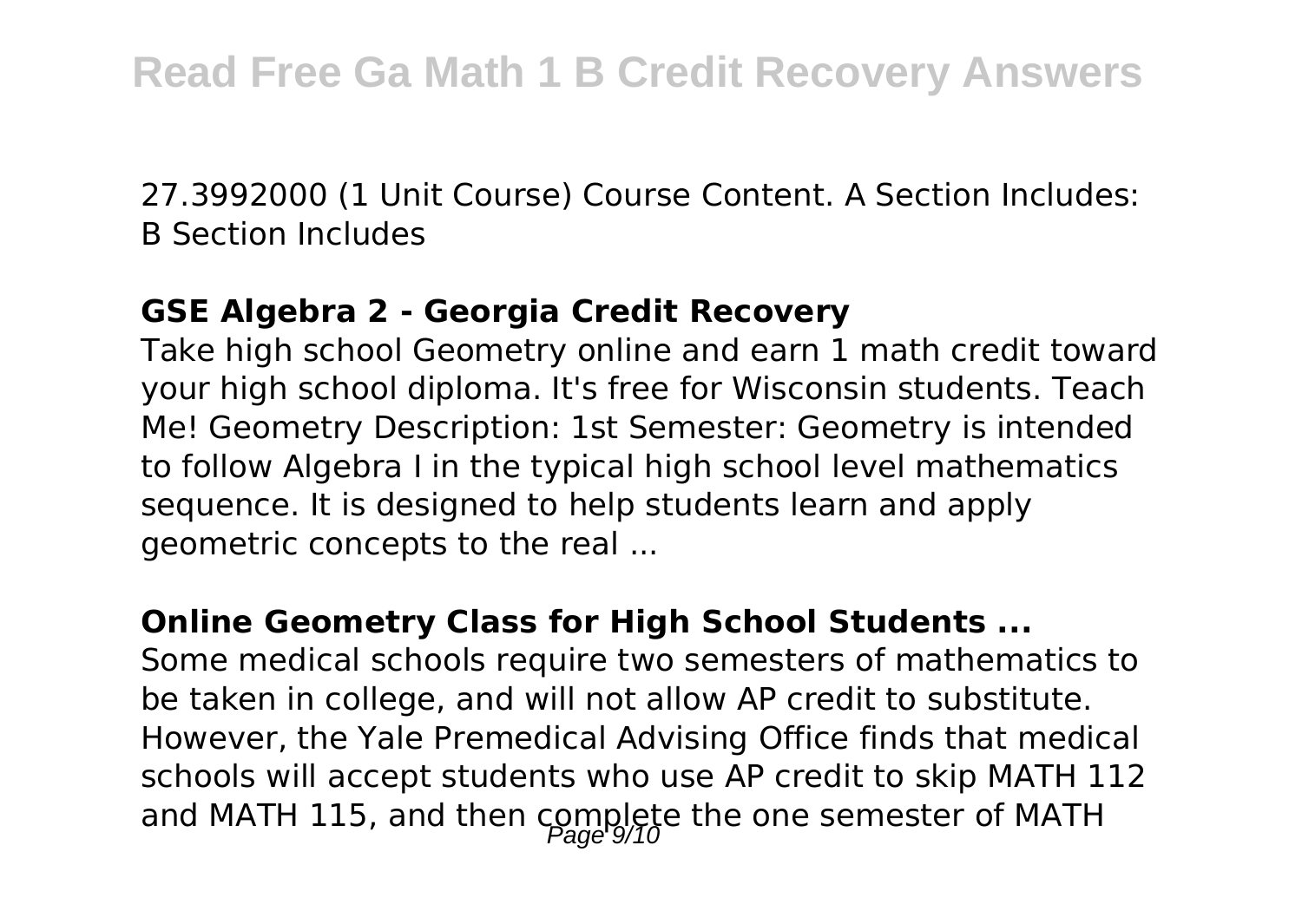27.3992000 (1 Unit Course) Course Content. A Section Includes: B Section Includes

### GSE Algebra 2 - Georgia Credit Recovery

Take high school Geometry online and earn 1 math credit toward your high school diploma. It's free for Wisconsin students. Teach Me! Geometry Description: 1st Semester: Geometry is intended to follow Algebra I in the typical high school level mathematics sequence. It is designed to help students learn and apply geometric concepts to the real ...

### Online Geometry Class for High School Students ...

Some medical schools require two semesters of mathematics to be taken in college, and will not allow AP credit to substitute. However, the Yale Premedical Advising Office finds that medical schools will accept students who use AP credit to skip MATH 112 and MATH 115, and then complete the one semester of MATH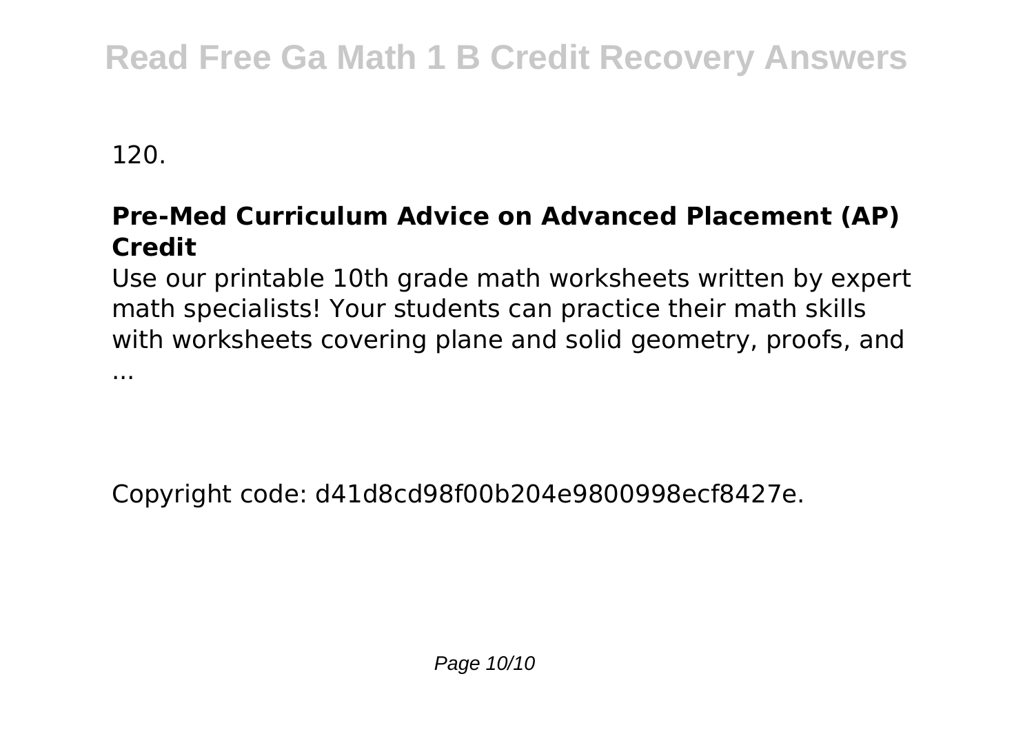120.

**Pre-Med Curriculum Advice on Advanced Placement (AP) Credit**

Use our printable 10th grade math worksheets written by expert math specialists! Your students can practice their math skills with worksheets covering plane and solid geometry, proofs, and ...

Copyright code: d41d8cd98f00b204e9800998ecf8427e.